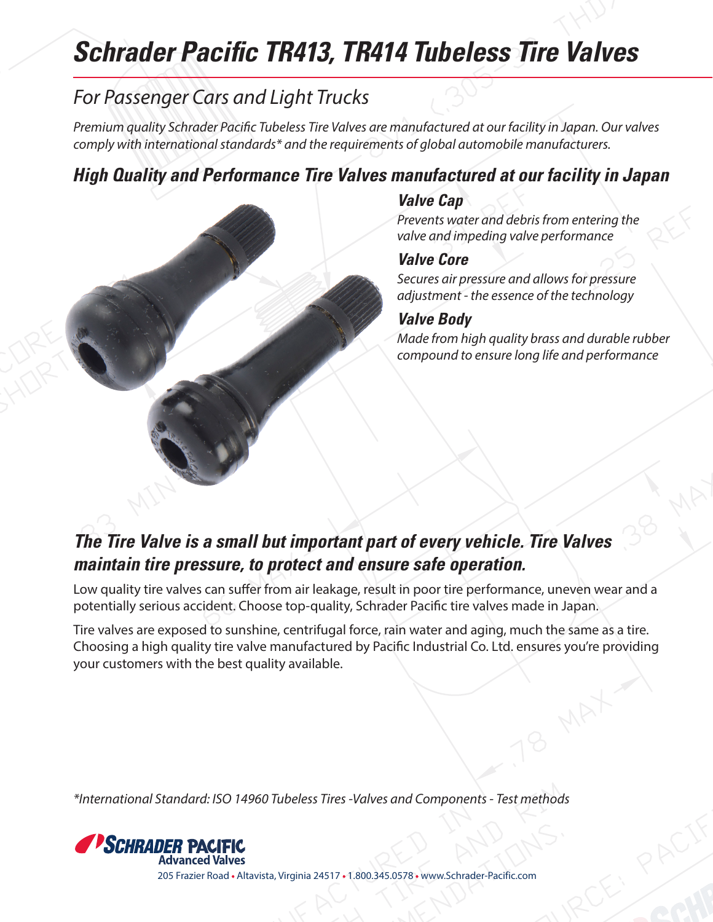# Schrader Pacific TR413, TR414 Tubeless Tire Valves

## For Passenger Cars and Light Trucks

*Premium quality Schrader Pacific Tubeless Tire Valves are manufactured at our facility in Japan. Our valves comply with international standards* and the requirements of global automobile manufacturers.*

## High Quality and Performance Tire Valves manufactured at our facility in Japan

### Valve Cap

*Prevents water and debris from entering the valve and impeding valve performance*

### Valve Core

*Secures air pressure and allows for pressure adjustment - the essence of the technology*

### Valve Body

*Made from high quality brass and durable rubber compound to ensure long life and performance*

## The Tire Valve is a small but important part of every vehicle. Tire Valves maintain tire pressure, to protect and ensure safe operation.

Low quality tire valves can suffer from air leakage, result in poor tire performance, uneven wear and a potentially serious accident. Choose top-quality, Schrader Pacific tire valves made in Japan.

Tire valves are exposed to sunshine, centrifugal force, rain water and aging, much the same as a tire. Choosing a high quality tire valve manufactured by Pacific Industrial Co. Ltd. ensures you're providing your customers with the best quality available.

*\*International Standard: ISO 14960 Tubeless Tires -Valves and Components - Test methods*

**SCHRADER PACIFIC**
**Advanced Valves**

205 Frazier Road • Altavista, Virginia 24517 • 1.800.345.0578 • www.Schrader-Pacific.com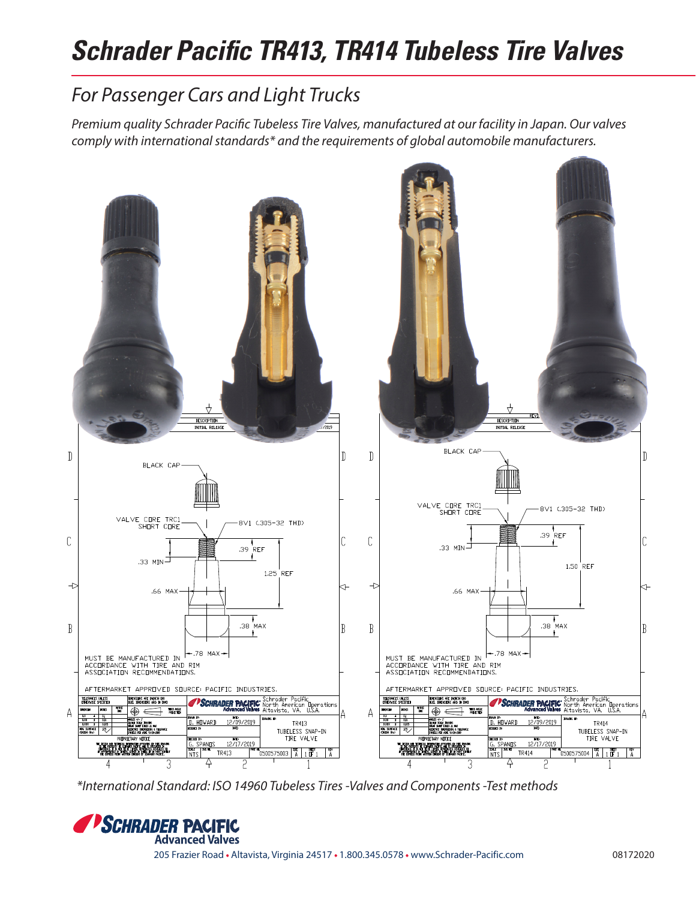# Schrader Pacific TR413, TR414 Tubeless Tire Valves

## For Passenger Cars and Light Trucks

*Premium quality Schrader Pacific Tubeless Tire Valves, manufactured at our facility in Japan. Our valves comply with international standards* and the requirements of global automobile manufacturers.*

BLACK CAP

VALVE CORE TRC1
SHORT CORE

8V1 (.305-32 THD)

.39 REF

.33 MIN

1.25 REF

.66 MAX

.38 MAX

.78 MAX

MUST BE MANUFACTURED IN ACCORDANCE WITH TIRE AND RIM ASSOCIATION RECOMMENDATIONS.

AFTERMARKET APPROVED SOURCE: PACIFIC INDUSTRIES.

Schrader Pacific North American Operations Altavisto, VA. U.S.A.

D. HOWARD 12/09/2019

G. SPANOS 12/17/2019

TR413
TUBELESS SNAP-IN TIRE VALVE

NTS TR413 0500575003 A 1 OF 1 A

BLACK CAP

VALVE CORE TRC1
SHORT CORE

8V1 (.305-32 THD)

.39 REF

.33 MIN

1.50 REF

.66 MAX

.38 MAX

.78 MAX

MUST BE MANUFACTURED IN ACCORDANCE WITH TIRE AND RIM ASSOCIATION RECOMMENDATIONS.

AFTERMARKET APPROVED SOURCE: PACIFIC INDUSTRIES.

Schrader Pacific North American Operations Altavisto, VA. U.S.A.

D. HOWARD 12/09/2019

G. SPANOS 12/17/2019

TR414
TUBELESS SNAP-IN TIRE VALVE

NTS TR414 0500575004 A 1 OF 1 A

**International Standard: ISO 14960 Tubeless Tires -Valves and Components -Test methods*

**SCHRADER PACIFIC**
**Advanced Valves**

205 Frazier Road • Altavista, Virginia 24517 • 1.800.345.0578 • www.Schrader-Pacific.com

08172020